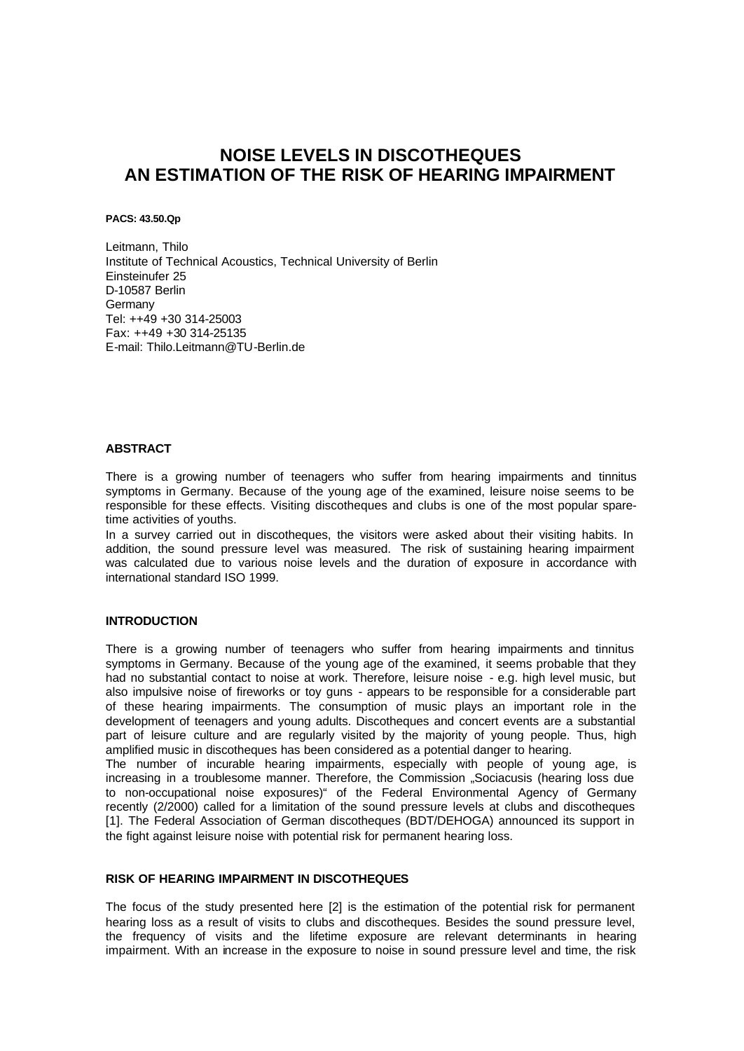# NOISE LEVELS IN DISCOTHEQUES
# AN ESTIMATION OF THE RISK OF HEARING IMPAIRMENT

**PACS: 43.50.Qp**

Leitmann, Thilo
Institute of Technical Acoustics, Technical University of Berlin
Einsteinufer 25
D-10587 Berlin
Germany
Tel: ++49 +30 314-25003
Fax: ++49 +30 314-25135
E-mail: Thilo.Leitmann@TU-Berlin.de

## ABSTRACT

There is a growing number of teenagers who suffer from hearing impairments and tinnitus symptoms in Germany. Because of the young age of the examined, leisure noise seems to be responsible for these effects. Visiting discotheques and clubs is one of the most popular spare-time activities of youths.

In a survey carried out in discotheques, the visitors were asked about their visiting habits. In addition, the sound pressure level was measured. The risk of sustaining hearing impairment was calculated due to various noise levels and the duration of exposure in accordance with international standard ISO 1999.

## INTRODUCTION

There is a growing number of teenagers who suffer from hearing impairments and tinnitus symptoms in Germany. Because of the young age of the examined, it seems probable that they had no substantial contact to noise at work. Therefore, leisure noise - e.g. high level music, but also impulsive noise of fireworks or toy guns - appears to be responsible for a considerable part of these hearing impairments. The consumption of music plays an important role in the development of teenagers and young adults. Discotheques and concert events are a substantial part of leisure culture and are regularly visited by the majority of young people. Thus, high amplified music in discotheques has been considered as a potential danger to hearing.

The number of incurable hearing impairments, especially with people of young age, is increasing in a troublesome manner. Therefore, the Commission „Sociacusis (hearing loss due to non-occupational noise exposures)" of the Federal Environmental Agency of Germany recently (2/2000) called for a limitation of the sound pressure levels at clubs and discotheques [1]. The Federal Association of German discotheques (BDT/DEHOGA) announced its support in the fight against leisure noise with potential risk for permanent hearing loss.

## RISK OF HEARING IMPAIRMENT IN DISCOTHEQUES

The focus of the study presented here [2] is the estimation of the potential risk for permanent hearing loss as a result of visits to clubs and discotheques. Besides the sound pressure level, the frequency of visits and the lifetime exposure are relevant determinants in hearing impairment. With an increase in the exposure to noise in sound pressure level and time, the risk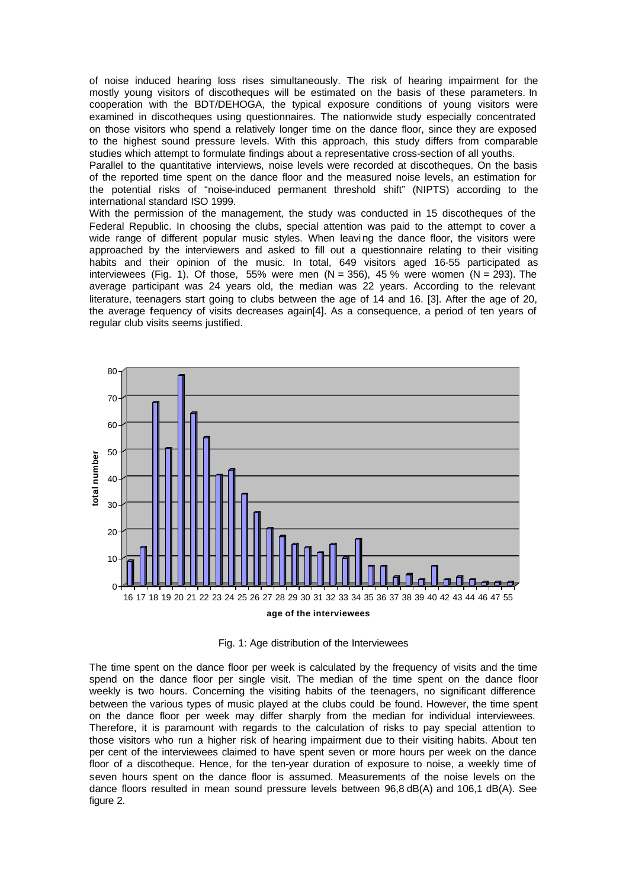of noise induced hearing loss rises simultaneously. The risk of hearing impairment for the mostly young visitors of discotheques will be estimated on the basis of these parameters. In cooperation with the BDT/DEHOGA, the typical exposure conditions of young visitors were examined in discotheques using questionnaires. The nationwide study especially concentrated on those visitors who spend a relatively longer time on the dance floor, since they are exposed to the highest sound pressure levels. With this approach, this study differs from comparable studies which attempt to formulate findings about a representative cross-section of all youths.

Parallel to the quantitative interviews, noise levels were recorded at discotheques. On the basis of the reported time spent on the dance floor and the measured noise levels, an estimation for the potential risks of "noise-induced permanent threshold shift" (NIPTS) according to the international standard ISO 1999.

With the permission of the management, the study was conducted in 15 discotheques of the Federal Republic. In choosing the clubs, special attention was paid to the attempt to cover a wide range of different popular music styles. When leaving the dance floor, the visitors were approached by the interviewers and asked to fill out a questionnaire relating to their visiting habits and their opinion of the music. In total, 649 visitors aged 16-55 participated as interviewees (Fig. 1). Of those, 55% were men (N = 356), 45 % were women (N = 293). The average participant was 24 years old, the median was 22 years. According to the relevant literature, teenagers start going to clubs between the age of 14 and 16. [3]. After the age of 20, the average fequency of visits decreases again[4]. As a consequence, a period of ten years of regular club visits seems justified.

Fig. 1: Age distribution of the Interviewees

The time spent on the dance floor per week is calculated by the frequency of visits and the time spend on the dance floor per single visit. The median of the time spent on the dance floor weekly is two hours. Concerning the visiting habits of the teenagers, no significant difference between the various types of music played at the clubs could be found. However, the time spent on the dance floor per week may differ sharply from the median for individual interviewees. Therefore, it is paramount with regards to the calculation of risks to pay special attention to those visitors who run a higher risk of hearing impairment due to their visiting habits. About ten per cent of the interviewees claimed to have spent seven or more hours per week on the dance floor of a discotheque. Hence, for the ten-year duration of exposure to noise, a weekly time of seven hours spent on the dance floor is assumed. Measurements of the noise levels on the dance floors resulted in mean sound pressure levels between 96,8 dB(A) and 106,1 dB(A). See figure 2.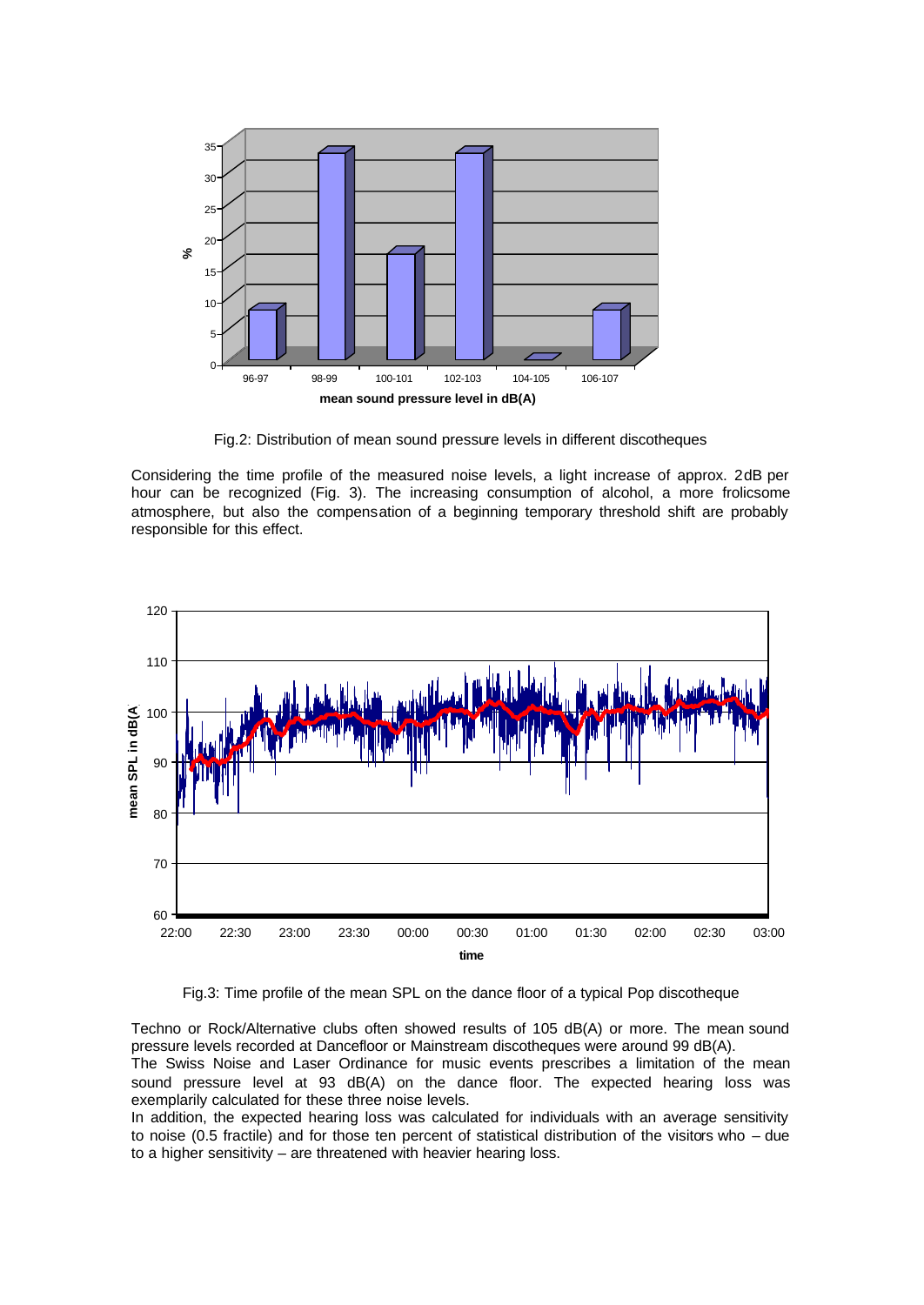Fig.2: Distribution of mean sound pressure levels in different discotheques

Considering the time profile of the measured noise levels, a light increase of approx. 2dB per hour can be recognized (Fig. 3). The increasing consumption of alcohol, a more frolicsome atmosphere, but also the compensation of a beginning temporary threshold shift are probably responsible for this effect.

Fig.3: Time profile of the mean SPL on the dance floor of a typical Pop discotheque

Techno or Rock/Alternative clubs often showed results of 105 dB(A) or more. The mean sound pressure levels recorded at Dancefloor or Mainstream discotheques were around 99 dB(A).

The Swiss Noise and Laser Ordinance for music events prescribes a limitation of the mean sound pressure level at 93 dB(A) on the dance floor. The expected hearing loss was exemplarily calculated for these three noise levels.

In addition, the expected hearing loss was calculated for individuals with an average sensitivity to noise (0.5 fractile) and for those ten percent of statistical distribution of the visitors who – due to a higher sensitivity – are threatened with heavier hearing loss.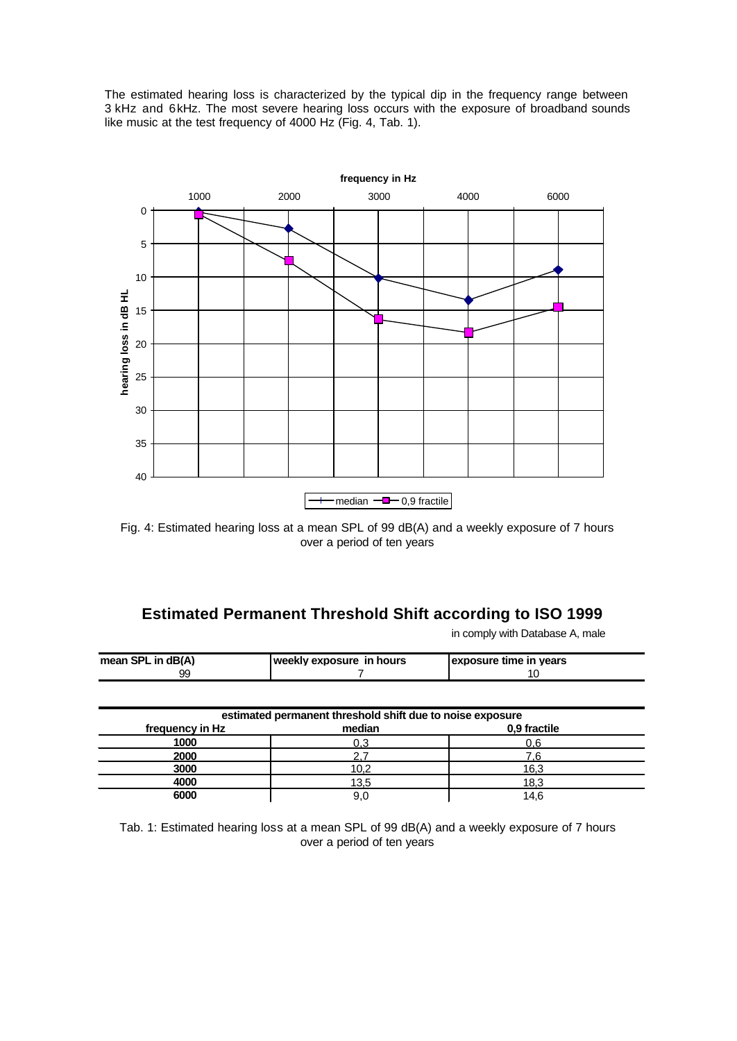The estimated hearing loss is characterized by the typical dip in the frequency range between 3 kHz and 6kHz. The most severe hearing loss occurs with the exposure of broadband sounds like music at the test frequency of 4000 Hz (Fig. 4, Tab. 1).

Fig. 4: Estimated hearing loss at a mean SPL of 99 dB(A) and a weekly exposure of 7 hours over a period of ten years

## Estimated Permanent Threshold Shift according to ISO 1999

in comply with Database A, male

| mean SPL in dB(A) | weekly exposure in hours | exposure time in years |
|---|---|---|
| 99 | 7 | 10 |

| estimated permanent threshold shift due to noise exposure | | |
|---|---|---|
| **frequency in Hz** | **median** | **0,9 fractile** |
| **1000** | 0,3 | 0,6 |
| **2000** | 2,7 | 7,6 |
| **3000** | 10,2 | 16,3 |
| **4000** | 13,5 | 18,3 |
| **6000** | 9,0 | 14,6 |

Tab. 1: Estimated hearing loss at a mean SPL of 99 dB(A) and a weekly exposure of 7 hours over a period of ten years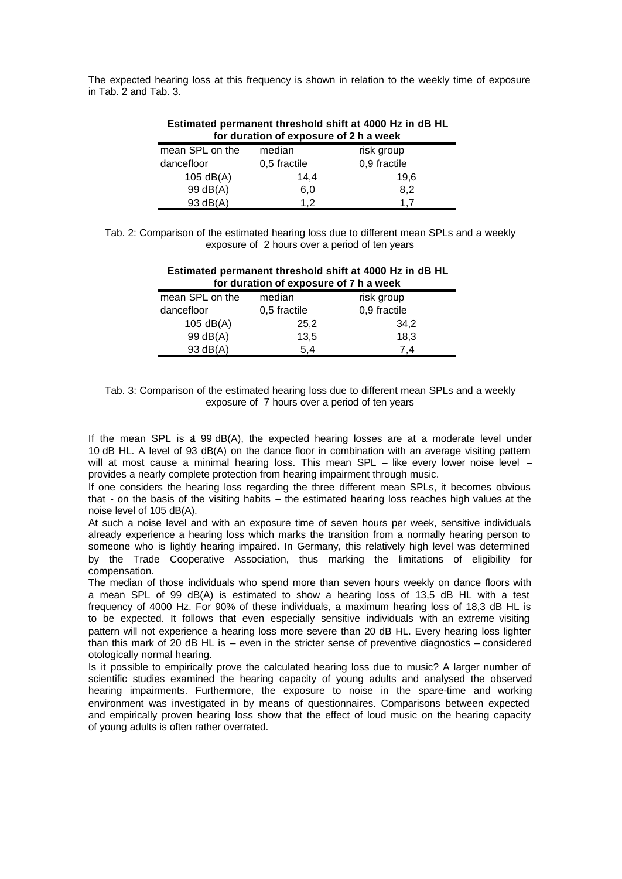The expected hearing loss at this frequency is shown in relation to the weekly time of exposure in Tab. 2 and Tab. 3.

**Estimated permanent threshold shift at 4000 Hz in dB HL for duration of exposure of 2 h a week**

| mean SPL on the dancefloor | median 0,5 fractile | risk group 0,9 fractile |
|---|---|---|
| 105 dB(A) | 14,4 | 19,6 |
| 99 dB(A) | 6,0 | 8,2 |
| 93 dB(A) | 1,2 | 1,7 |

Tab. 2: Comparison of the estimated hearing loss due to different mean SPLs and a weekly exposure of 2 hours over a period of ten years

**Estimated permanent threshold shift at 4000 Hz in dB HL for duration of exposure of 7 h a week**

| mean SPL on the dancefloor | median 0,5 fractile | risk group 0,9 fractile |
|---|---|---|
| 105 dB(A) | 25,2 | 34,2 |
| 99 dB(A) | 13,5 | 18,3 |
| 93 dB(A) | 5,4 | 7,4 |

Tab. 3: Comparison of the estimated hearing loss due to different mean SPLs and a weekly exposure of 7 hours over a period of ten years

If the mean SPL is at 99 dB(A), the expected hearing losses are at a moderate level under 10 dB HL. A level of 93 dB(A) on the dance floor in combination with an average visiting pattern will at most cause a minimal hearing loss. This mean SPL – like every lower noise level – provides a nearly complete protection from hearing impairment through music.

If one considers the hearing loss regarding the three different mean SPLs, it becomes obvious that - on the basis of the visiting habits – the estimated hearing loss reaches high values at the noise level of 105 dB(A).

At such a noise level and with an exposure time of seven hours per week, sensitive individuals already experience a hearing loss which marks the transition from a normally hearing person to someone who is lightly hearing impaired. In Germany, this relatively high level was determined by the Trade Cooperative Association, thus marking the limitations of eligibility for compensation.

The median of those individuals who spend more than seven hours weekly on dance floors with a mean SPL of 99 dB(A) is estimated to show a hearing loss of 13,5 dB HL with a test frequency of 4000 Hz. For 90% of these individuals, a maximum hearing loss of 18,3 dB HL is to be expected. It follows that even especially sensitive individuals with an extreme visiting pattern will not experience a hearing loss more severe than 20 dB HL. Every hearing loss lighter than this mark of 20 dB HL is – even in the stricter sense of preventive diagnostics – considered otologically normal hearing.

Is it possible to empirically prove the calculated hearing loss due to music? A larger number of scientific studies examined the hearing capacity of young adults and analysed the observed hearing impairments. Furthermore, the exposure to noise in the spare-time and working environment was investigated in by means of questionnaires. Comparisons between expected and empirically proven hearing loss show that the effect of loud music on the hearing capacity of young adults is often rather overrated.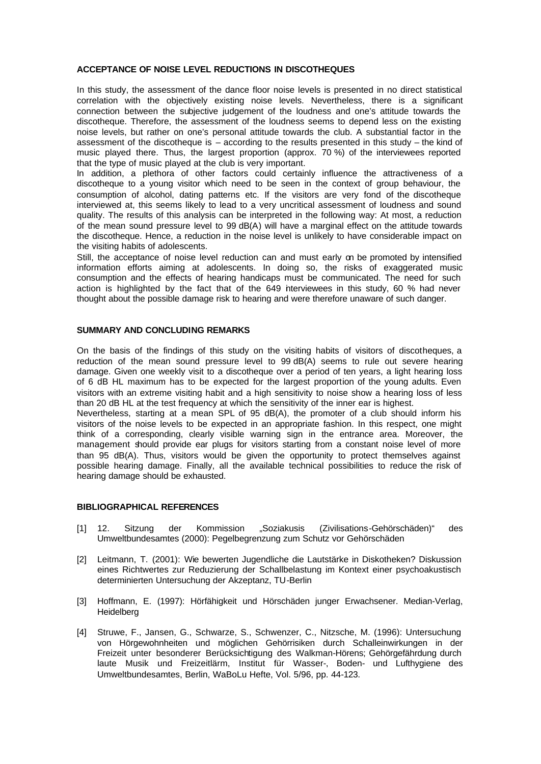## ACCEPTANCE OF NOISE LEVEL REDUCTIONS IN DISCOTHEQUES

In this study, the assessment of the dance floor noise levels is presented in no direct statistical correlation with the objectively existing noise levels. Nevertheless, there is a significant connection between the subjective judgement of the loudness and one's attitude towards the discotheque. Therefore, the assessment of the loudness seems to depend less on the existing noise levels, but rather on one's personal attitude towards the club. A substantial factor in the assessment of the discotheque is – according to the results presented in this study – the kind of music played there. Thus, the largest proportion (approx. 70 %) of the interviewees reported that the type of music played at the club is very important.

In addition, a plethora of other factors could certainly influence the attractiveness of a discotheque to a young visitor which need to be seen in the context of group behaviour, the consumption of alcohol, dating patterns etc. If the visitors are very fond of the discotheque interviewed at, this seems likely to lead to a very uncritical assessment of loudness and sound quality. The results of this analysis can be interpreted in the following way: At most, a reduction of the mean sound pressure level to 99 dB(A) will have a marginal effect on the attitude towards the discotheque. Hence, a reduction in the noise level is unlikely to have considerable impact on the visiting habits of adolescents.

Still, the acceptance of noise level reduction can and must early on be promoted by intensified information efforts aiming at adolescents. In doing so, the risks of exaggerated music consumption and the effects of hearing handicaps must be communicated. The need for such action is highlighted by the fact that of the 649 interviewees in this study, 60 % had never thought about the possible damage risk to hearing and were therefore unaware of such danger.

## SUMMARY AND CONCLUDING REMARKS

On the basis of the findings of this study on the visiting habits of visitors of discotheques, a reduction of the mean sound pressure level to 99 dB(A) seems to rule out severe hearing damage. Given one weekly visit to a discotheque over a period of ten years, a light hearing loss of 6 dB HL maximum has to be expected for the largest proportion of the young adults. Even visitors with an extreme visiting habit and a high sensitivity to noise show a hearing loss of less than 20 dB HL at the test frequency at which the sensitivity of the inner ear is highest.

Nevertheless, starting at a mean SPL of 95 dB(A), the promoter of a club should inform his visitors of the noise levels to be expected in an appropriate fashion. In this respect, one might think of a corresponding, clearly visible warning sign in the entrance area. Moreover, the management should provide ear plugs for visitors starting from a constant noise level of more than 95 dB(A). Thus, visitors would be given the opportunity to protect themselves against possible hearing damage. Finally, all the available technical possibilities to reduce the risk of hearing damage should be exhausted.

## BIBLIOGRAPHICAL REFERENCES

[1] 12. Sitzung der Kommission „Soziakusis (Zivilisations-Gehörschäden)" des Umweltbundesamtes (2000): Pegelbegrenzung zum Schutz vor Gehörschäden

[2] Leitmann, T. (2001): Wie bewerten Jugendliche die Lautstärke in Diskotheken? Diskussion eines Richtwertes zur Reduzierung der Schallbelastung im Kontext einer psychoakustisch determinierten Untersuchung der Akzeptanz, TU-Berlin

[3] Hoffmann, E. (1997): Hörfähigkeit und Hörschäden junger Erwachsener. Median-Verlag, Heidelberg

[4] Struwe, F., Jansen, G., Schwarze, S., Schwenzer, C., Nitzsche, M. (1996): Untersuchung von Hörgewohnheiten und möglichen Gehörrisiken durch Schalleinwirkungen in der Freizeit unter besonderer Berücksichtigung des Walkman-Hörens; Gehörgefährdung durch laute Musik und Freizeitlärm, Institut für Wasser-, Boden- und Lufthygiene des Umweltbundesamtes, Berlin, WaBoLu Hefte, Vol. 5/96, pp. 44-123.